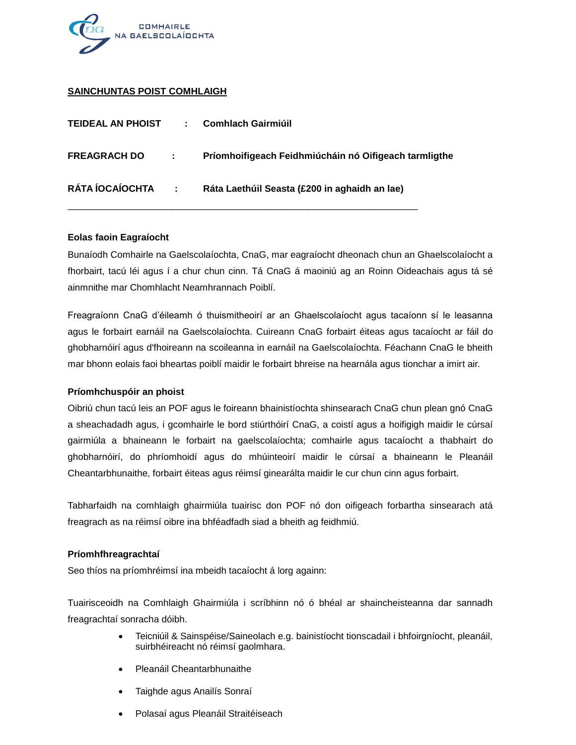COMHAIRLE NA GAELSCOLAÍOCHTA

**SAINCHUNTAS POIST COMHLAIGH**

**TEIDEAL AN PHOIST : Comhlach Gairmiúil**

**FREAGRACH DO : Príomhoifigeach Feidhmiúcháin nó Oifigeach tarmligthe**

**RÁTA ÍOCAÍOCHTA : Ráta Laethúil Seasta (£200 in aghaidh an lae)**

---

**Eolas faoin Eagraíocht**

Bunaíodh Comhairle na Gaelscolaíochta, CnaG, mar eagraíocht dheonach chun an Ghaelscolaíocht a fhorbairt, tacú léi agus í a chur chun cinn. Tá CnaG á maoiniú ag an Roinn Oideachais agus tá sé ainmnithe mar Chomhlacht Neamhrannach Poiblí.

Freagraíonn CnaG d'éileamh ó thuismitheoirí ar an Ghaelscolaíocht agus tacaíonn sí le leasanna agus le forbairt earnáil na Gaelscolaíochta. Cuireann CnaG forbairt éiteas agus tacaíocht ar fáil do ghobharnóirí agus d'fhoireann na scoileanna in earnáil na Gaelscolaíochta. Féachann CnaG le bheith mar bhonn eolais faoi bheartas poiblí maidir le forbairt bhreise na hearnála agus tionchar a imirt air.

**Príomhchuspóir an phoist**

Oibriú chun tacú leis an POF agus le foireann bhainistíochta shinsearach CnaG chun plean gnó CnaG a sheachadadh agus, i gcomhairle le bord stiúrthóirí CnaG, a coistí agus a hoifigigh maidir le cúrsaí gairmiúla a bhaineann le forbairt na gaelscolaíochta; comhairle agus tacaíocht a thabhairt do ghobharnóirí, do phríomhoidí agus do mhúinteoirí maidir le cúrsaí a bhaineann le Pleanáil Cheantarbhunaithe, forbairt éiteas agus réimsí ginearálta maidir le cur chun cinn agus forbairt.

Tabharfaidh na comhlaigh ghairmiúla tuairisc don POF nó don oifigeach forbartha sinsearach atá freagrach as na réimsí oibre ina bhféadfadh siad a bheith ag feidhmiú.

**Príomhfhreagrachtaí**

Seo thíos na príomhréimsí ina mbeidh tacaíocht á lorg againn:

Tuairisceoidh na Comhlaigh Ghairmiúla i scríbhinn nó ó bhéal ar shaincheisteanna dar sannadh freagrachtaí sonracha dóibh.

- Teicniúil & Sainspéise/Saineolach e.g. bainistíocht tionscadail i bhfoirgníocht, pleanáil, suirbhéireacht nó réimsí gaolmhara.
- Pleanáil Cheantarbhunaithe
- Taighde agus Anailís Sonraí
- Polasaí agus Pleanáil Straitéiseach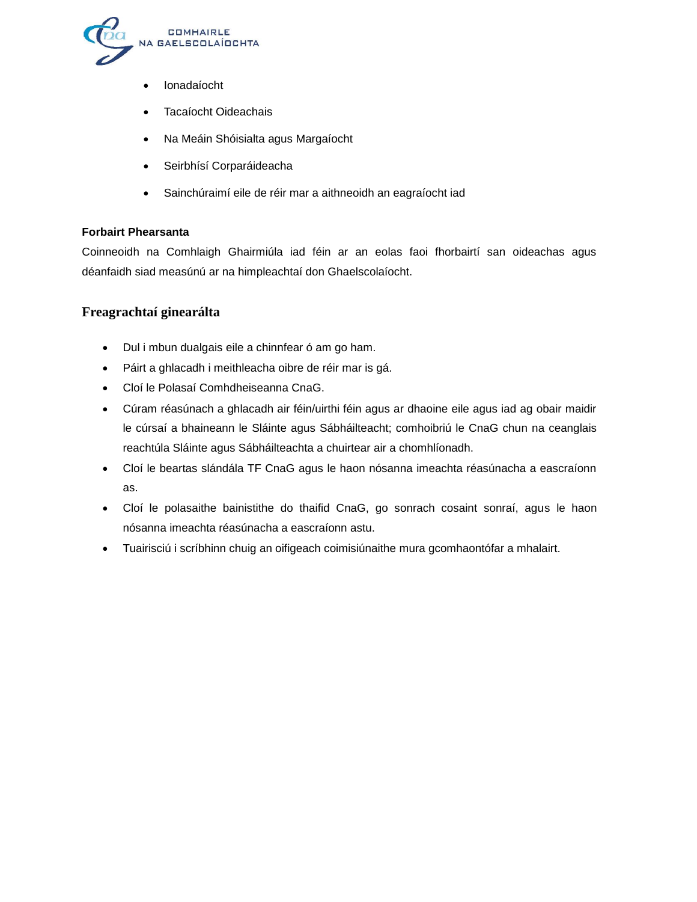- Ionadaíocht
- Tacaíocht Oideachais
- Na Meáin Shóisialta agus Margaíocht
- Seirbhísí Corparáideacha
- Sainchúraimí eile de réir mar a aithneoidh an eagraíocht iad

**Forbairt Phearsanta**

Coinneoidh na Comhlaigh Ghairmiúla iad féin ar an eolas faoi fhorbairtí san oideachas agus déanfaidh siad measúnú ar na himpleachtaí don Ghaelscolaíocht.

## Freagrachtaí ginearálta

- Dul i mbun dualgais eile a chinnfear ó am go ham.
- Páirt a ghlacadh i meithleacha oibre de réir mar is gá.
- Cloí le Polasaí Comhdheiseanna CnaG.
- Cúram réasúnach a ghlacadh air féin/uirthi féin agus ar dhaoine eile agus iad ag obair maidir le cúrsaí a bhaineann le Sláinte agus Sábháilteacht; comhoibriú le CnaG chun na ceanglais reachtúla Sláinte agus Sábháilteachta a chuirtear air a chomhlíonadh.
- Cloí le beartas slándála TF CnaG agus le haon nósanna imeachta réasúnacha a eascraíonn as.
- Cloí le polasaithe bainistithe do thaifid CnaG, go sonrach cosaint sonraí, agus le haon nósanna imeachta réasúnacha a eascraíonn astu.
- Tuairisciú i scríbhinn chuig an oifigeach coimisiúnaithe mura gcomhaontófar a mhalairt.